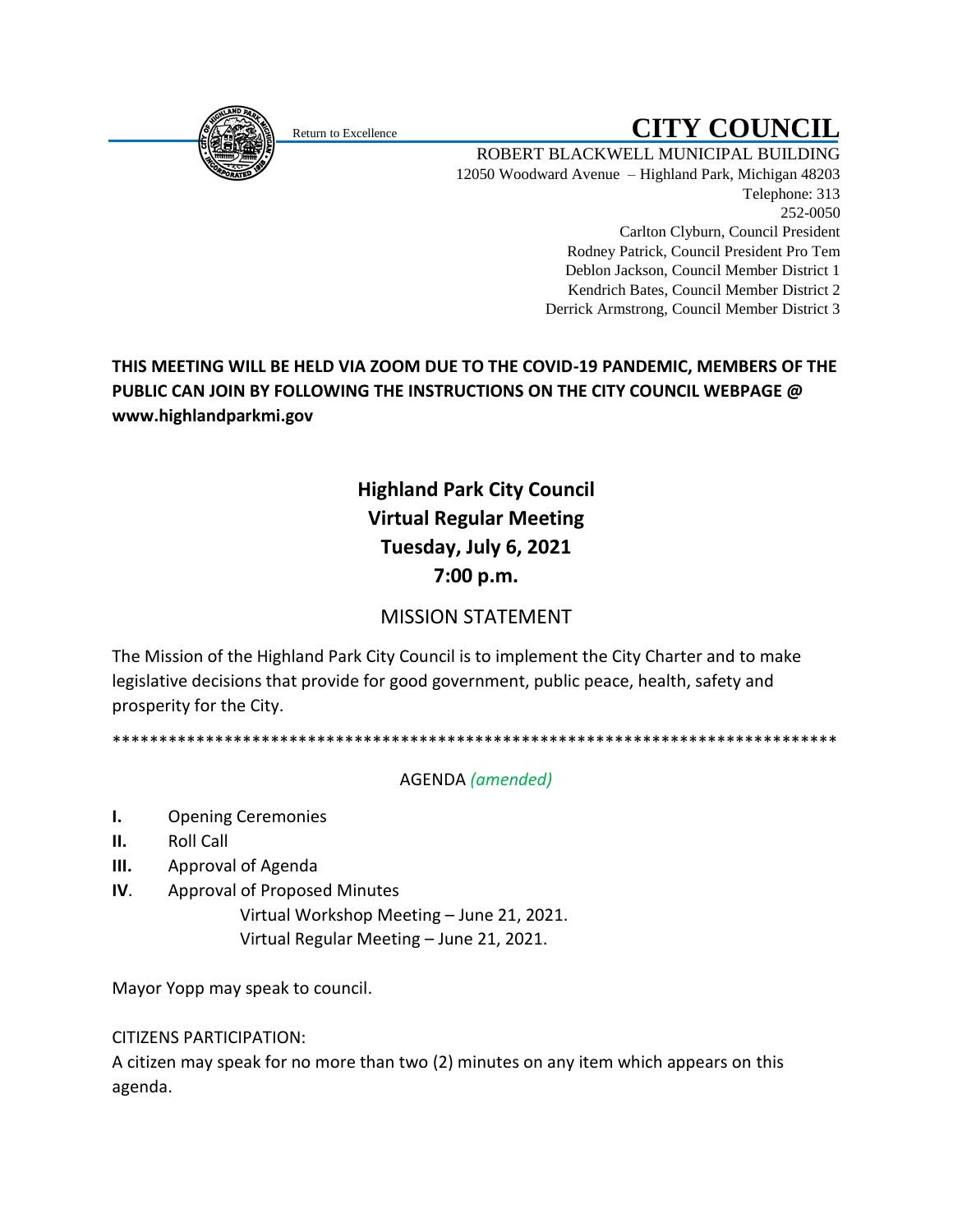Return to Excellence

# CITY COUNCIL

ROBERT BLACKWELL MUNICIPAL BUILDING
12050 Woodward Avenue – Highland Park, Michigan 48203
Telephone: 313 252-0050

Carlton Clyburn, Council President
Rodney Patrick, Council President Pro Tem
Deblon Jackson, Council Member District 1
Kendrich Bates, Council Member District 2
Derrick Armstrong, Council Member District 3

**THIS MEETING WILL BE HELD VIA ZOOM DUE TO THE COVID-19 PANDEMIC, MEMBERS OF THE PUBLIC CAN JOIN BY FOLLOWING THE INSTRUCTIONS ON THE CITY COUNCIL WEBPAGE @ www.highlandparkmi.gov**

## Highland Park City Council
## Virtual Regular Meeting
## Tuesday, July 6, 2021
## 7:00 p.m.

### MISSION STATEMENT

The Mission of the Highland Park City Council is to implement the City Charter and to make legislative decisions that provide for good government, public peace, health, safety and prosperity for the City.

********************************************************************************

AGENDA *(amended)*

**I.** Opening Ceremonies

**II.** Roll Call

**III.** Approval of Agenda

**IV**. Approval of Proposed Minutes
Virtual Workshop Meeting – June 21, 2021.
Virtual Regular Meeting – June 21, 2021.

Mayor Yopp may speak to council.

CITIZENS PARTICIPATION:
A citizen may speak for no more than two (2) minutes on any item which appears on this agenda.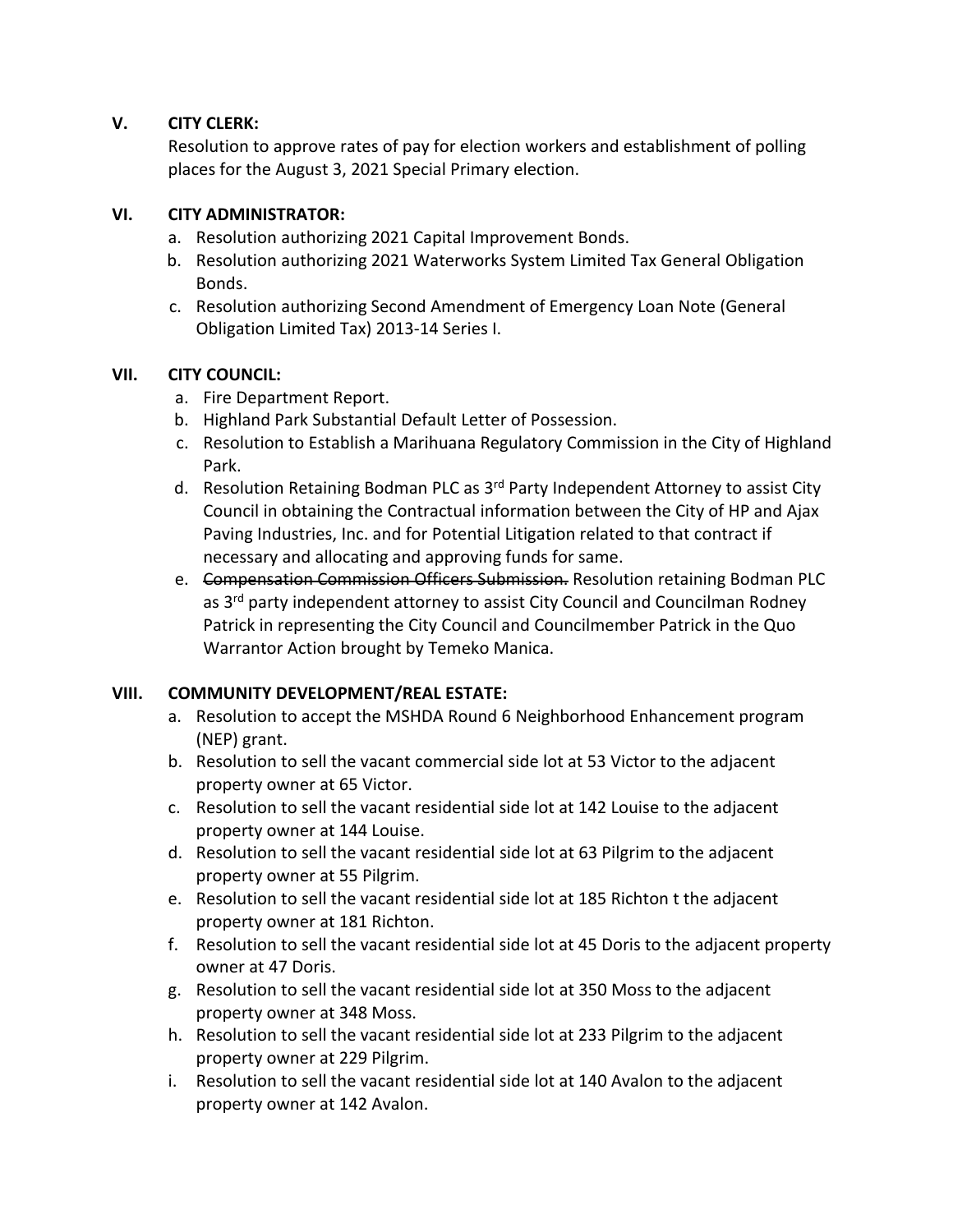**V. CITY CLERK:**

Resolution to approve rates of pay for election workers and establishment of polling places for the August 3, 2021 Special Primary election.

**VI. CITY ADMINISTRATOR:**

a. Resolution authorizing 2021 Capital Improvement Bonds.
b. Resolution authorizing 2021 Waterworks System Limited Tax General Obligation Bonds.
c. Resolution authorizing Second Amendment of Emergency Loan Note (General Obligation Limited Tax) 2013-14 Series I.

**VII. CITY COUNCIL:**

a. Fire Department Report.
b. Highland Park Substantial Default Letter of Possession.
c. Resolution to Establish a Marihuana Regulatory Commission in the City of Highland Park.
d. Resolution Retaining Bodman PLC as 3rd Party Independent Attorney to assist City Council in obtaining the Contractual information between the City of HP and Ajax Paving Industries, Inc. and for Potential Litigation related to that contract if necessary and allocating and approving funds for same.
e. ~~Compensation Commission Officers Submission.~~ Resolution retaining Bodman PLC as 3rd party independent attorney to assist City Council and Councilman Rodney Patrick in representing the City Council and Councilmember Patrick in the Quo Warrantor Action brought by Temeko Manica.

**VIII. COMMUNITY DEVELOPMENT/REAL ESTATE:**

a. Resolution to accept the MSHDA Round 6 Neighborhood Enhancement program (NEP) grant.
b. Resolution to sell the vacant commercial side lot at 53 Victor to the adjacent property owner at 65 Victor.
c. Resolution to sell the vacant residential side lot at 142 Louise to the adjacent property owner at 144 Louise.
d. Resolution to sell the vacant residential side lot at 63 Pilgrim to the adjacent property owner at 55 Pilgrim.
e. Resolution to sell the vacant residential side lot at 185 Richton t the adjacent property owner at 181 Richton.
f. Resolution to sell the vacant residential side lot at 45 Doris to the adjacent property owner at 47 Doris.
g. Resolution to sell the vacant residential side lot at 350 Moss to the adjacent property owner at 348 Moss.
h. Resolution to sell the vacant residential side lot at 233 Pilgrim to the adjacent property owner at 229 Pilgrim.
i. Resolution to sell the vacant residential side lot at 140 Avalon to the adjacent property owner at 142 Avalon.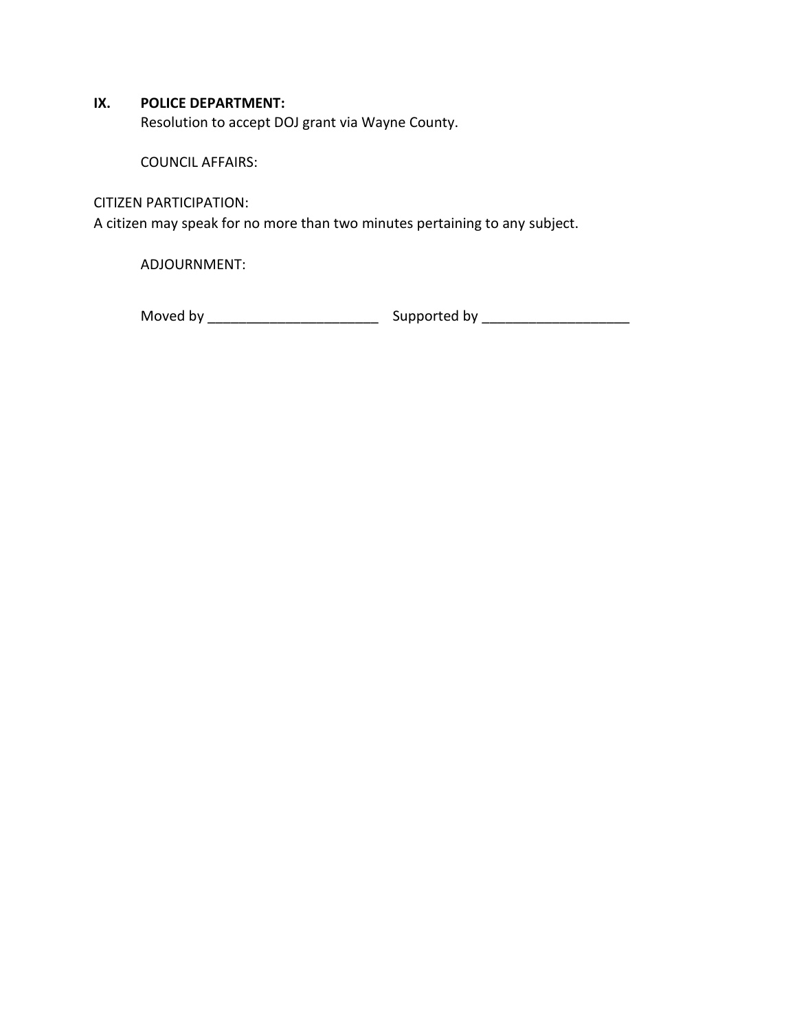**IX. POLICE DEPARTMENT:**

Resolution to accept DOJ grant via Wayne County.

COUNCIL AFFAIRS:

CITIZEN PARTICIPATION:

A citizen may speak for no more than two minutes pertaining to any subject.

ADJOURNMENT:

Moved by ______________________ Supported by ___________________